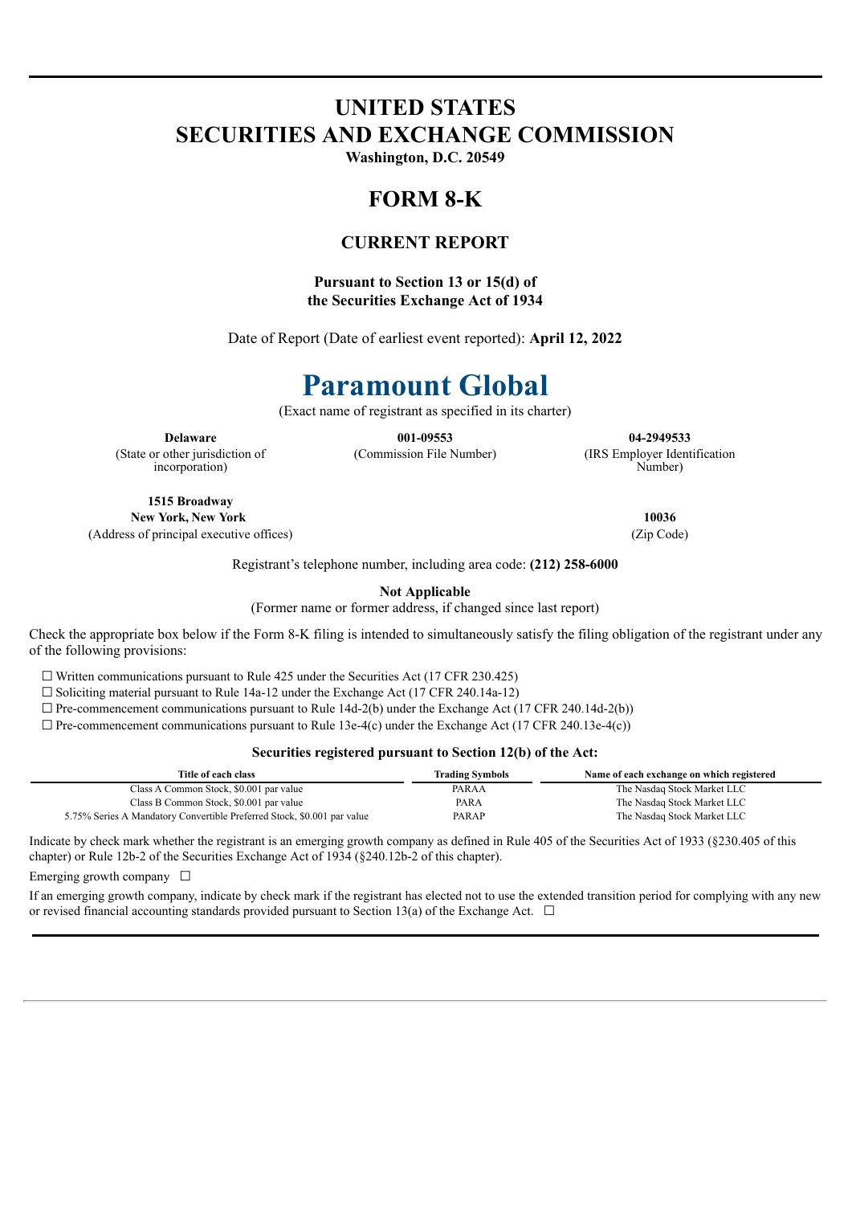# UNITED STATES
# SECURITIES AND EXCHANGE COMMISSION

**Washington, D.C. 20549**

## FORM 8-K

### CURRENT REPORT

**Pursuant to Section 13 or 15(d) of the Securities Exchange Act of 1934**

Date of Report (Date of earliest event reported): **April 12, 2022**

# Paramount Global

(Exact name of registrant as specified in its charter)

| **Delaware** | **001-09553** | **04-2949533** |
|---|---|---|
| (State or other jurisdiction of incorporation) | (Commission File Number) | (IRS Employer Identification Number) |

| **1515 Broadway New York, New York** | **10036** |
|---|---|
| (Address of principal executive offices) | (Zip Code) |

Registrant's telephone number, including area code: **(212) 258-6000**

**Not Applicable**

(Former name or former address, if changed since last report)

Check the appropriate box below if the Form 8-K filing is intended to simultaneously satisfy the filing obligation of the registrant under any of the following provisions:

☐ Written communications pursuant to Rule 425 under the Securities Act (17 CFR 230.425)

☐ Soliciting material pursuant to Rule 14a-12 under the Exchange Act (17 CFR 240.14a-12)

☐ Pre-commencement communications pursuant to Rule 14d-2(b) under the Exchange Act (17 CFR 240.14d-2(b))

☐ Pre-commencement communications pursuant to Rule 13e-4(c) under the Exchange Act (17 CFR 240.13e-4(c))

**Securities registered pursuant to Section 12(b) of the Act:**

| Title of each class | Trading Symbols | Name of each exchange on which registered |
|---|---|---|
| Class A Common Stock, $0.001 par value | PARAA | The Nasdaq Stock Market LLC |
| Class B Common Stock, $0.001 par value | PARA | The Nasdaq Stock Market LLC |
| 5.75% Series A Mandatory Convertible Preferred Stock, $0.001 par value | PARAP | The Nasdaq Stock Market LLC |

Indicate by check mark whether the registrant is an emerging growth company as defined in Rule 405 of the Securities Act of 1933 (§230.405 of this chapter) or Rule 12b-2 of the Securities Exchange Act of 1934 (§240.12b-2 of this chapter).

Emerging growth company ☐

If an emerging growth company, indicate by check mark if the registrant has elected not to use the extended transition period for complying with any new or revised financial accounting standards provided pursuant to Section 13(a) of the Exchange Act. ☐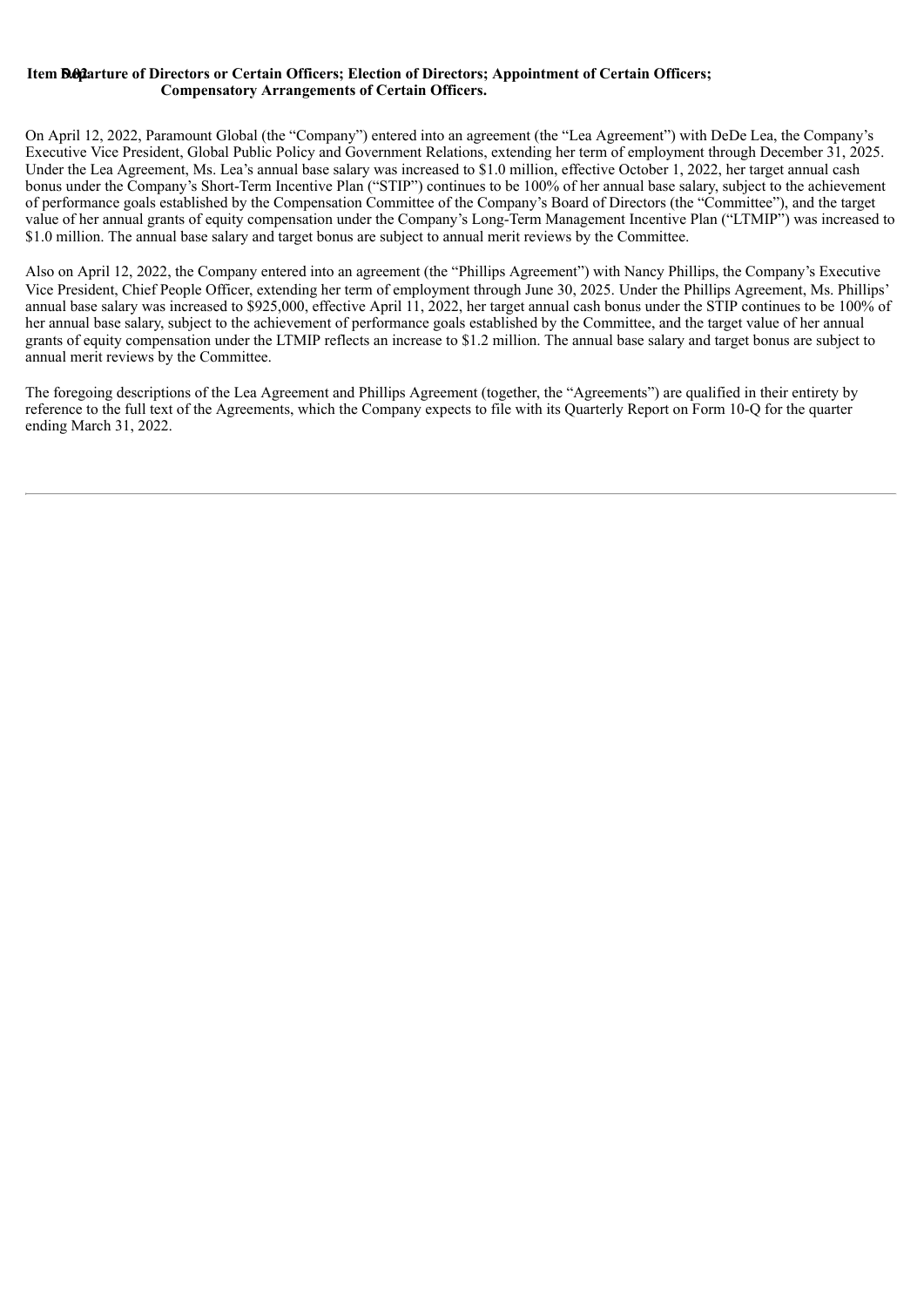**Item 5.02 Departure of Directors or Certain Officers; Election of Directors; Appointment of Certain Officers; Compensatory Arrangements of Certain Officers.**

On April 12, 2022, Paramount Global (the "Company") entered into an agreement (the "Lea Agreement") with DeDe Lea, the Company's Executive Vice President, Global Public Policy and Government Relations, extending her term of employment through December 31, 2025. Under the Lea Agreement, Ms. Lea's annual base salary was increased to $1.0 million, effective October 1, 2022, her target annual cash bonus under the Company's Short-Term Incentive Plan ("STIP") continues to be 100% of her annual base salary, subject to the achievement of performance goals established by the Compensation Committee of the Company's Board of Directors (the "Committee"), and the target value of her annual grants of equity compensation under the Company's Long-Term Management Incentive Plan ("LTMIP") was increased to $1.0 million. The annual base salary and target bonus are subject to annual merit reviews by the Committee.

Also on April 12, 2022, the Company entered into an agreement (the "Phillips Agreement") with Nancy Phillips, the Company's Executive Vice President, Chief People Officer, extending her term of employment through June 30, 2025. Under the Phillips Agreement, Ms. Phillips' annual base salary was increased to $925,000, effective April 11, 2022, her target annual cash bonus under the STIP continues to be 100% of her annual base salary, subject to the achievement of performance goals established by the Committee, and the target value of her annual grants of equity compensation under the LTMIP reflects an increase to $1.2 million. The annual base salary and target bonus are subject to annual merit reviews by the Committee.

The foregoing descriptions of the Lea Agreement and Phillips Agreement (together, the "Agreements") are qualified in their entirety by reference to the full text of the Agreements, which the Company expects to file with its Quarterly Report on Form 10-Q for the quarter ending March 31, 2022.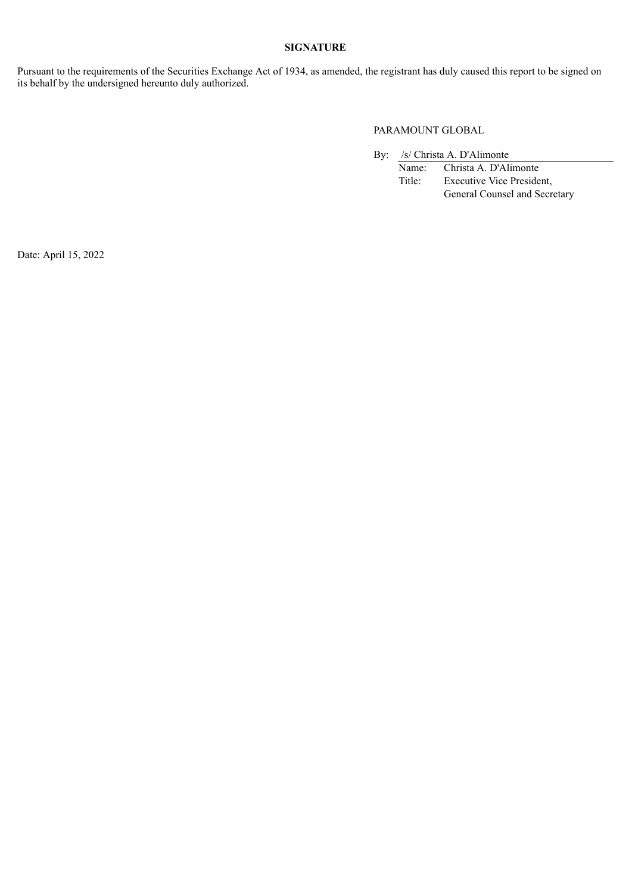**SIGNATURE**

Pursuant to the requirements of the Securities Exchange Act of 1934, as amended, the registrant has duly caused this report to be signed on its behalf by the undersigned hereunto duly authorized.

PARAMOUNT GLOBAL

By: /s/ Christa A. D'Alimonte

Name: Christa A. D'Alimonte

Title: Executive Vice President, General Counsel and Secretary

Date: April 15, 2022